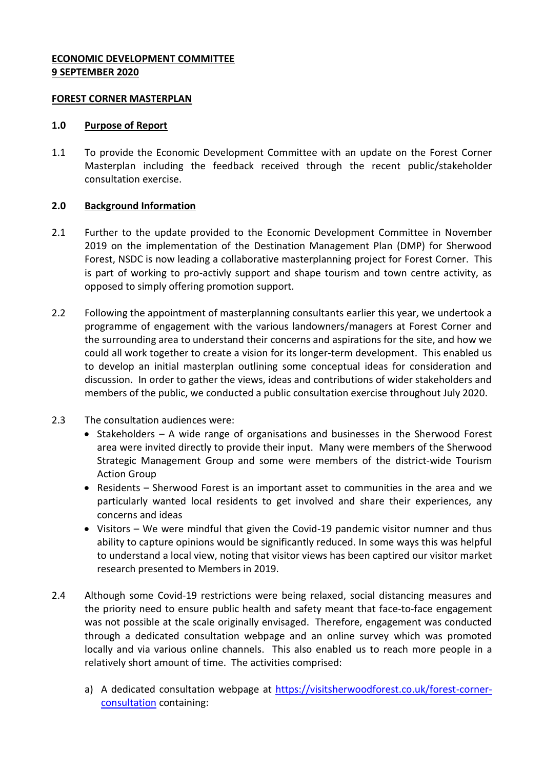**ECONOMIC DEVELOPMENT COMMITTEE**
**9 SEPTEMBER 2020**

**FOREST CORNER MASTERPLAN**

## 1.0 Purpose of Report

1.1 To provide the Economic Development Committee with an update on the Forest Corner Masterplan including the feedback received through the recent public/stakeholder consultation exercise.

## 2.0 Background Information

2.1 Further to the update provided to the Economic Development Committee in November 2019 on the implementation of the Destination Management Plan (DMP) for Sherwood Forest, NSDC is now leading a collaborative masterplanning project for Forest Corner. This is part of working to pro-activly support and shape tourism and town centre activity, as opposed to simply offering promotion support.

2.2 Following the appointment of masterplanning consultants earlier this year, we undertook a programme of engagement with the various landowners/managers at Forest Corner and the surrounding area to understand their concerns and aspirations for the site, and how we could all work together to create a vision for its longer-term development. This enabled us to develop an initial masterplan outlining some conceptual ideas for consideration and discussion. In order to gather the views, ideas and contributions of wider stakeholders and members of the public, we conducted a public consultation exercise throughout July 2020.

2.3 The consultation audiences were:

- Stakeholders – A wide range of organisations and businesses in the Sherwood Forest area were invited directly to provide their input. Many were members of the Sherwood Strategic Management Group and some were members of the district-wide Tourism Action Group
- Residents – Sherwood Forest is an important asset to communities in the area and we particularly wanted local residents to get involved and share their experiences, any concerns and ideas
- Visitors – We were mindful that given the Covid-19 pandemic visitor numner and thus ability to capture opinions would be significantly reduced. In some ways this was helpful to understand a local view, noting that visitor views has been captired our visitor market research presented to Members in 2019.

2.4 Although some Covid-19 restrictions were being relaxed, social distancing measures and the priority need to ensure public health and safety meant that face-to-face engagement was not possible at the scale originally envisaged. Therefore, engagement was conducted through a dedicated consultation webpage and an online survey which was promoted locally and via various online channels. This also enabled us to reach more people in a relatively short amount of time. The activities comprised:

a) A dedicated consultation webpage at https://visitsherwoodforest.co.uk/forest-corner-consultation containing: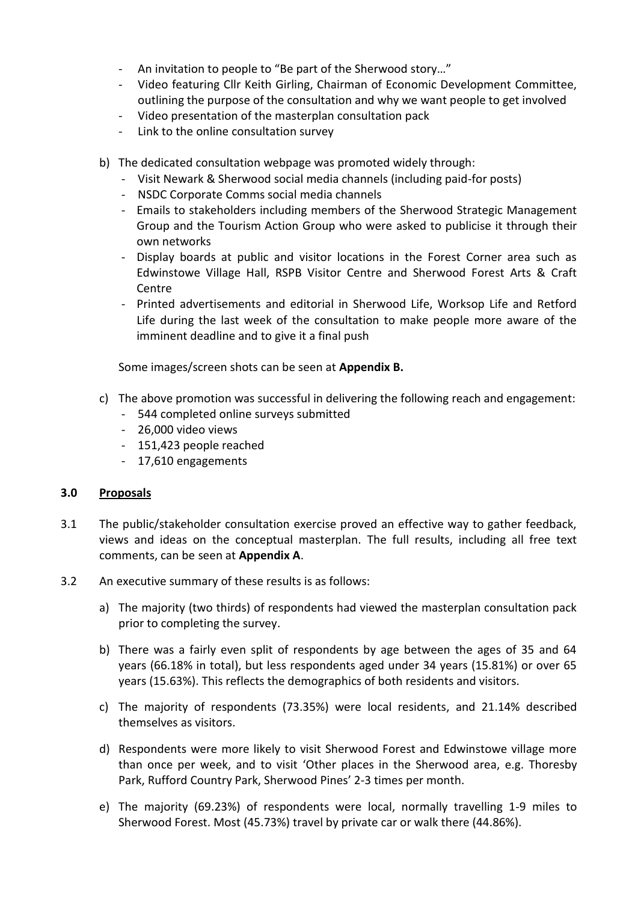- An invitation to people to "Be part of the Sherwood story…"
- Video featuring Cllr Keith Girling, Chairman of Economic Development Committee, outlining the purpose of the consultation and why we want people to get involved
- Video presentation of the masterplan consultation pack
- Link to the online consultation survey

b) The dedicated consultation webpage was promoted widely through:
   - Visit Newark & Sherwood social media channels (including paid-for posts)
   - NSDC Corporate Comms social media channels
   - Emails to stakeholders including members of the Sherwood Strategic Management Group and the Tourism Action Group who were asked to publicise it through their own networks
   - Display boards at public and visitor locations in the Forest Corner area such as Edwinstowe Village Hall, RSPB Visitor Centre and Sherwood Forest Arts & Craft Centre
   - Printed advertisements and editorial in Sherwood Life, Worksop Life and Retford Life during the last week of the consultation to make people more aware of the imminent deadline and to give it a final push

   Some images/screen shots can be seen at **Appendix B.**

c) The above promotion was successful in delivering the following reach and engagement:
   - 544 completed online surveys submitted
   - 26,000 video views
   - 151,423 people reached
   - 17,610 engagements

**3.0 Proposals**

3.1 The public/stakeholder consultation exercise proved an effective way to gather feedback, views and ideas on the conceptual masterplan. The full results, including all free text comments, can be seen at **Appendix A**.

3.2 An executive summary of these results is as follows:

a) The majority (two thirds) of respondents had viewed the masterplan consultation pack prior to completing the survey.

b) There was a fairly even split of respondents by age between the ages of 35 and 64 years (66.18% in total), but less respondents aged under 34 years (15.81%) or over 65 years (15.63%). This reflects the demographics of both residents and visitors.

c) The majority of respondents (73.35%) were local residents, and 21.14% described themselves as visitors.

d) Respondents were more likely to visit Sherwood Forest and Edwinstowe village more than once per week, and to visit 'Other places in the Sherwood area, e.g. Thoresby Park, Rufford Country Park, Sherwood Pines' 2-3 times per month.

e) The majority (69.23%) of respondents were local, normally travelling 1-9 miles to Sherwood Forest. Most (45.73%) travel by private car or walk there (44.86%).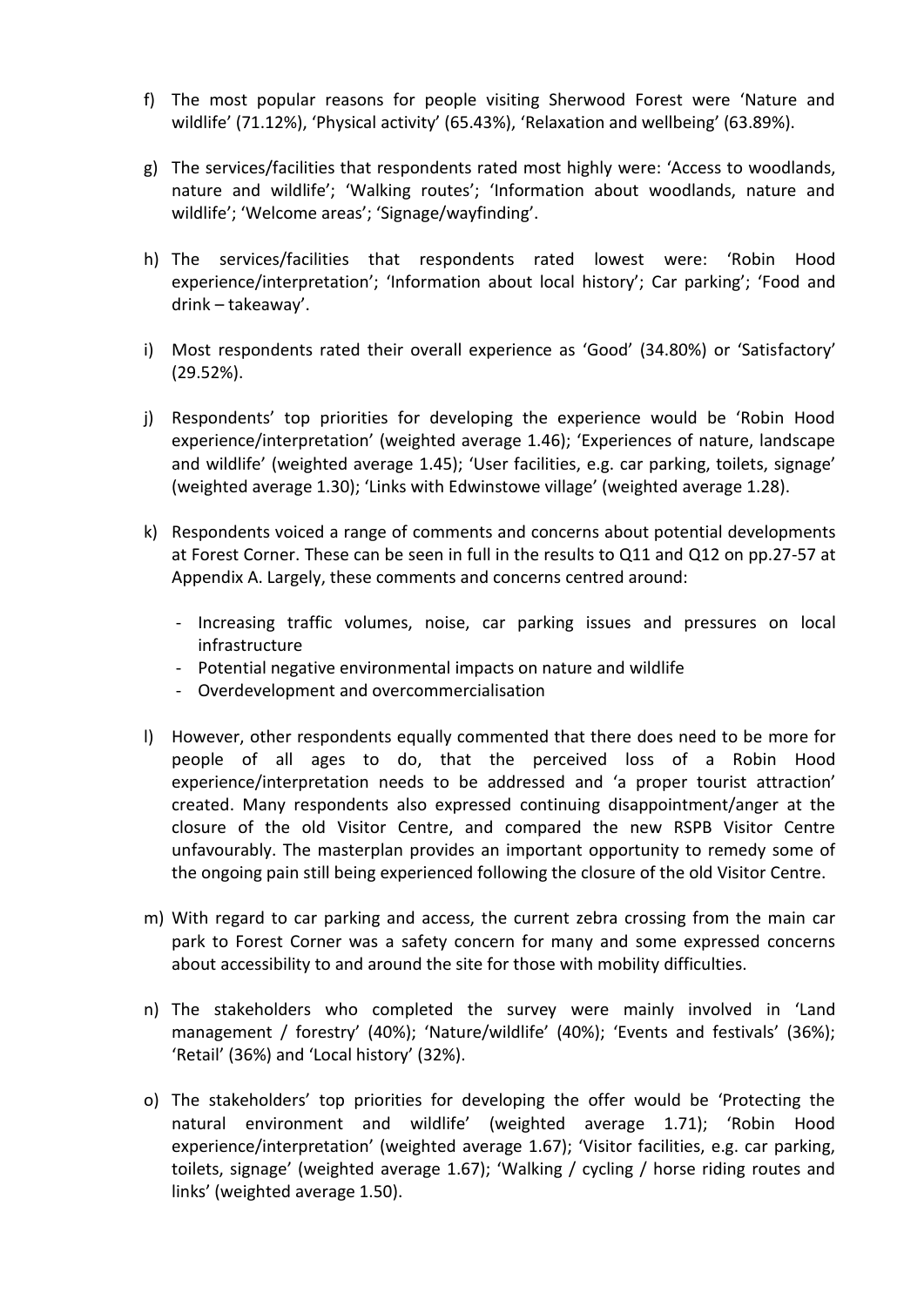f) The most popular reasons for people visiting Sherwood Forest were 'Nature and wildlife' (71.12%), 'Physical activity' (65.43%), 'Relaxation and wellbeing' (63.89%).

g) The services/facilities that respondents rated most highly were: 'Access to woodlands, nature and wildlife'; 'Walking routes'; 'Information about woodlands, nature and wildlife'; 'Welcome areas'; 'Signage/wayfinding'.

h) The services/facilities that respondents rated lowest were: 'Robin Hood experience/interpretation'; 'Information about local history'; Car parking'; 'Food and drink – takeaway'.

i) Most respondents rated their overall experience as 'Good' (34.80%) or 'Satisfactory' (29.52%).

j) Respondents' top priorities for developing the experience would be 'Robin Hood experience/interpretation' (weighted average 1.46); 'Experiences of nature, landscape and wildlife' (weighted average 1.45); 'User facilities, e.g. car parking, toilets, signage' (weighted average 1.30); 'Links with Edwinstowe village' (weighted average 1.28).

k) Respondents voiced a range of comments and concerns about potential developments at Forest Corner. These can be seen in full in the results to Q11 and Q12 on pp.27-57 at Appendix A. Largely, these comments and concerns centred around:

   - Increasing traffic volumes, noise, car parking issues and pressures on local infrastructure
   - Potential negative environmental impacts on nature and wildlife
   - Overdevelopment and overcommercialisation

l) However, other respondents equally commented that there does need to be more for people of all ages to do, that the perceived loss of a Robin Hood experience/interpretation needs to be addressed and 'a proper tourist attraction' created. Many respondents also expressed continuing disappointment/anger at the closure of the old Visitor Centre, and compared the new RSPB Visitor Centre unfavourably. The masterplan provides an important opportunity to remedy some of the ongoing pain still being experienced following the closure of the old Visitor Centre.

m) With regard to car parking and access, the current zebra crossing from the main car park to Forest Corner was a safety concern for many and some expressed concerns about accessibility to and around the site for those with mobility difficulties.

n) The stakeholders who completed the survey were mainly involved in 'Land management / forestry' (40%); 'Nature/wildlife' (40%); 'Events and festivals' (36%); 'Retail' (36%) and 'Local history' (32%).

o) The stakeholders' top priorities for developing the offer would be 'Protecting the natural environment and wildlife' (weighted average 1.71); 'Robin Hood experience/interpretation' (weighted average 1.67); 'Visitor facilities, e.g. car parking, toilets, signage' (weighted average 1.67); 'Walking / cycling / horse riding routes and links' (weighted average 1.50).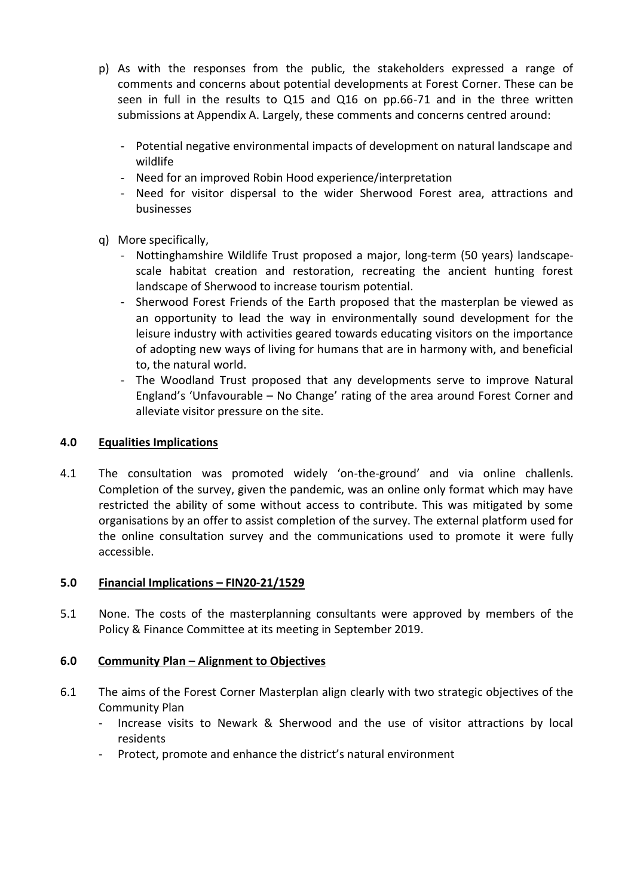p) As with the responses from the public, the stakeholders expressed a range of comments and concerns about potential developments at Forest Corner. These can be seen in full in the results to Q15 and Q16 on pp.66-71 and in the three written submissions at Appendix A. Largely, these comments and concerns centred around:

   - Potential negative environmental impacts of development on natural landscape and wildlife
   - Need for an improved Robin Hood experience/interpretation
   - Need for visitor dispersal to the wider Sherwood Forest area, attractions and businesses

q) More specifically,

   - Nottinghamshire Wildlife Trust proposed a major, long-term (50 years) landscape-scale habitat creation and restoration, recreating the ancient hunting forest landscape of Sherwood to increase tourism potential.
   - Sherwood Forest Friends of the Earth proposed that the masterplan be viewed as an opportunity to lead the way in environmentally sound development for the leisure industry with activities geared towards educating visitors on the importance of adopting new ways of living for humans that are in harmony with, and beneficial to, the natural world.
   - The Woodland Trust proposed that any developments serve to improve Natural England's 'Unfavourable – No Change' rating of the area around Forest Corner and alleviate visitor pressure on the site.

## 4.0 Equalities Implications

4.1 The consultation was promoted widely 'on-the-ground' and via online challenls. Completion of the survey, given the pandemic, was an online only format which may have restricted the ability of some without access to contribute. This was mitigated by some organisations by an offer to assist completion of the survey. The external platform used for the online consultation survey and the communications used to promote it were fully accessible.

## 5.0 Financial Implications – FIN20-21/1529

5.1 None. The costs of the masterplanning consultants were approved by members of the Policy & Finance Committee at its meeting in September 2019.

## 6.0 Community Plan – Alignment to Objectives

6.1 The aims of the Forest Corner Masterplan align clearly with two strategic objectives of the Community Plan

   - Increase visits to Newark & Sherwood and the use of visitor attractions by local residents
   - Protect, promote and enhance the district's natural environment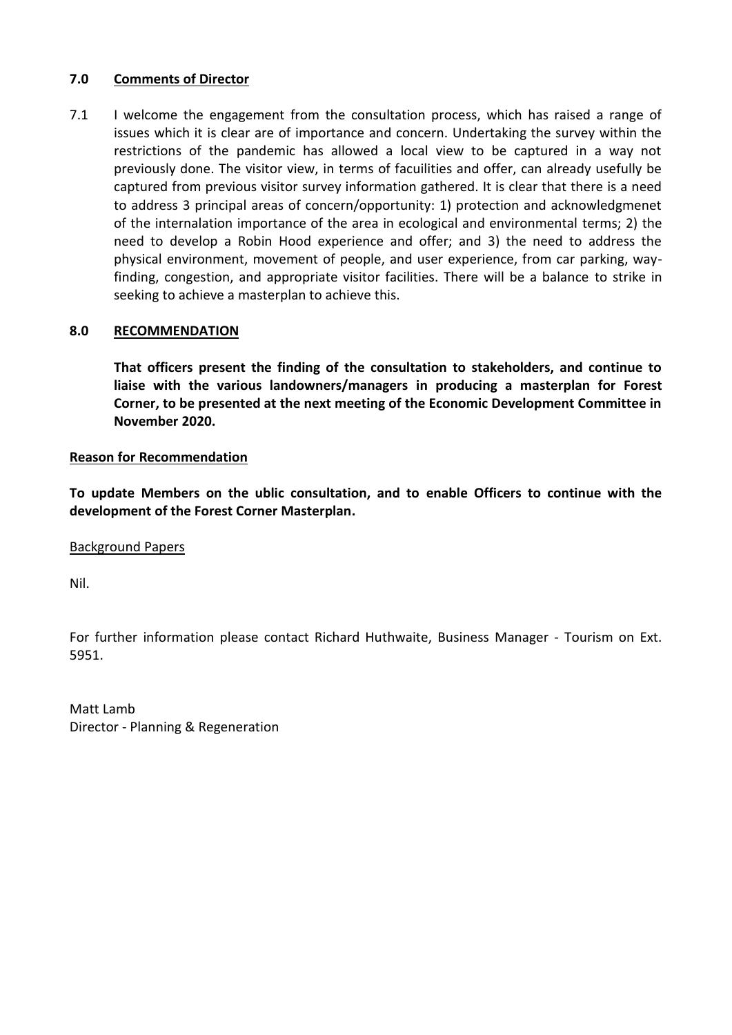## 7.0 Comments of Director

7.1 I welcome the engagement from the consultation process, which has raised a range of issues which it is clear are of importance and concern. Undertaking the survey within the restrictions of the pandemic has allowed a local view to be captured in a way not previously done. The visitor view, in terms of facuilities and offer, can already usefully be captured from previous visitor survey information gathered. It is clear that there is a need to address 3 principal areas of concern/opportunity: 1) protection and acknowledgmenet of the internalation importance of the area in ecological and environmental terms; 2) the need to develop a Robin Hood experience and offer; and 3) the need to address the physical environment, movement of people, and user experience, from car parking, way-finding, congestion, and appropriate visitor facilities. There will be a balance to strike in seeking to achieve a masterplan to achieve this.

## 8.0 RECOMMENDATION

**That officers present the finding of the consultation to stakeholders, and continue to liaise with the various landowners/managers in producing a masterplan for Forest Corner, to be presented at the next meeting of the Economic Development Committee in November 2020.**

**Reason for Recommendation**

**To update Members on the ublic consultation, and to enable Officers to continue with the development of the Forest Corner Masterplan.**

Background Papers

Nil.

For further information please contact Richard Huthwaite, Business Manager - Tourism on Ext. 5951.

Matt Lamb
Director - Planning & Regeneration